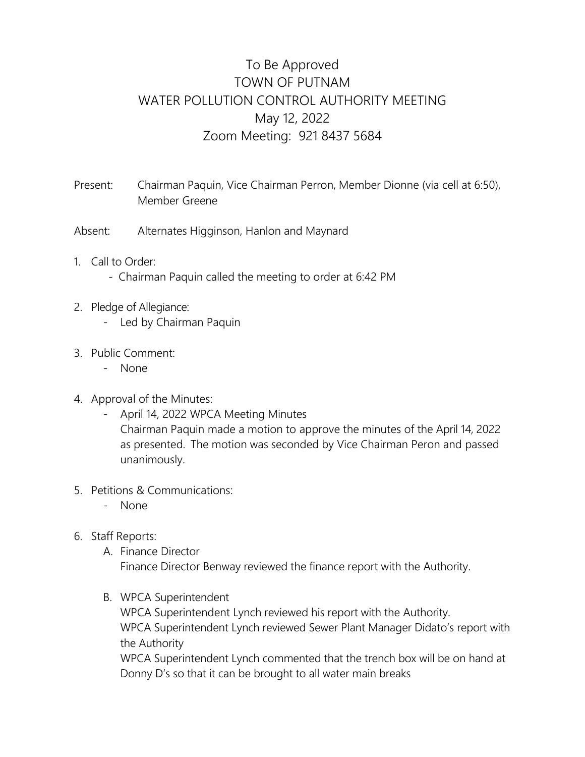# To Be Approved
# TOWN OF PUTNAM
# WATER POLLUTION CONTROL AUTHORITY MEETING
# May 12, 2022
# Zoom Meeting: 921 8437 5684

Present: Chairman Paquin, Vice Chairman Perron, Member Dionne (via cell at 6:50), Member Greene

Absent: Alternates Higginson, Hanlon and Maynard

1. Call to Order:
   - Chairman Paquin called the meeting to order at 6:42 PM

2. Pledge of Allegiance:
   - Led by Chairman Paquin

3. Public Comment:
   - None

4. Approval of the Minutes:
   - April 14, 2022 WPCA Meeting Minutes

     Chairman Paquin made a motion to approve the minutes of the April 14, 2022 as presented. The motion was seconded by Vice Chairman Peron and passed unanimously.

5. Petitions & Communications:
   - None

6. Staff Reports:
   A. Finance Director

      Finance Director Benway reviewed the finance report with the Authority.

   B. WPCA Superintendent

      WPCA Superintendent Lynch reviewed his report with the Authority.

      WPCA Superintendent Lynch reviewed Sewer Plant Manager Didato's report with the Authority

      WPCA Superintendent Lynch commented that the trench box will be on hand at Donny D's so that it can be brought to all water main breaks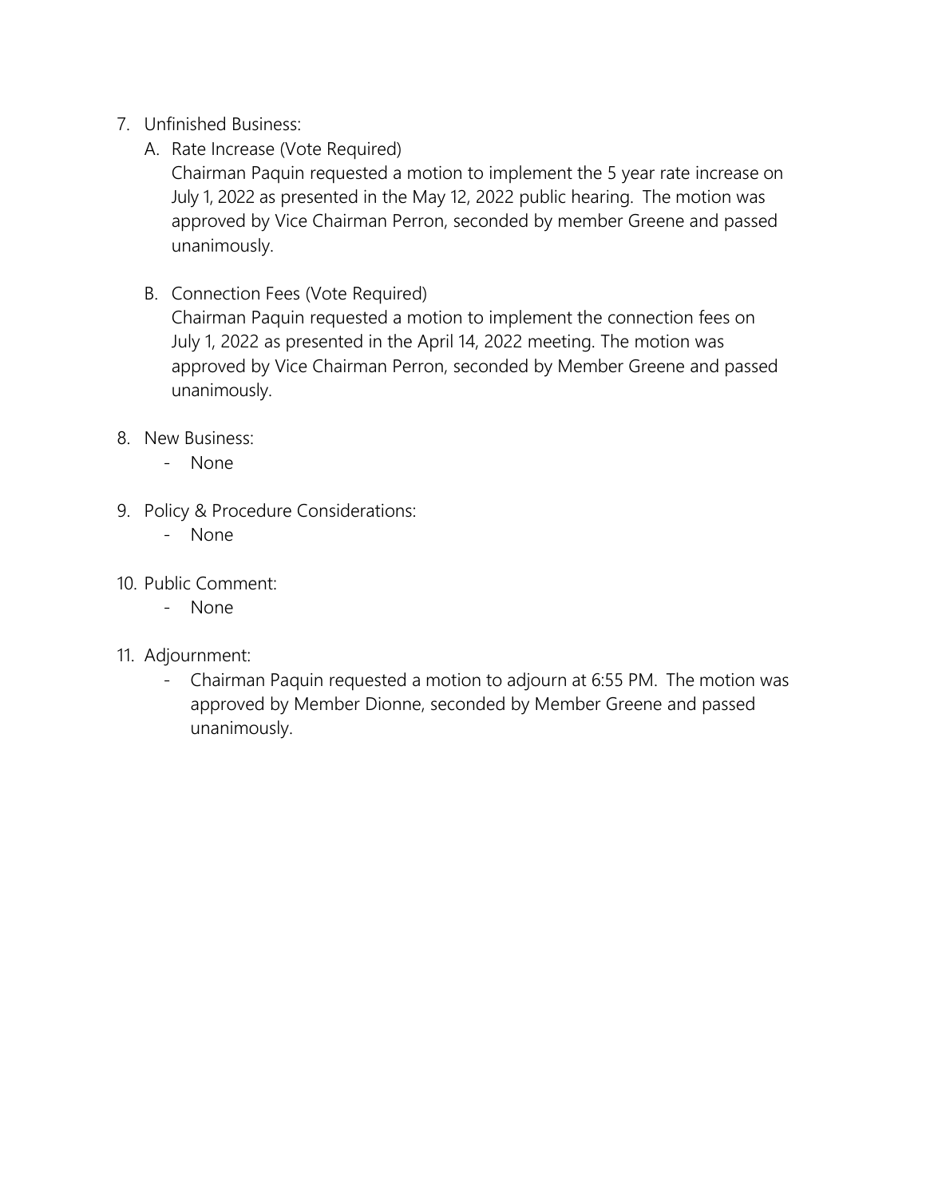7. Unfinished Business:
   A. Rate Increase (Vote Required)
      Chairman Paquin requested a motion to implement the 5 year rate increase on July 1, 2022 as presented in the May 12, 2022 public hearing. The motion was approved by Vice Chairman Perron, seconded by member Greene and passed unanimously.

   B. Connection Fees (Vote Required)
      Chairman Paquin requested a motion to implement the connection fees on July 1, 2022 as presented in the April 14, 2022 meeting. The motion was approved by Vice Chairman Perron, seconded by Member Greene and passed unanimously.

8. New Business:
   - None

9. Policy & Procedure Considerations:
   - None

10. Public Comment:
    - None

11. Adjournment:
    - Chairman Paquin requested a motion to adjourn at 6:55 PM. The motion was approved by Member Dionne, seconded by Member Greene and passed unanimously.